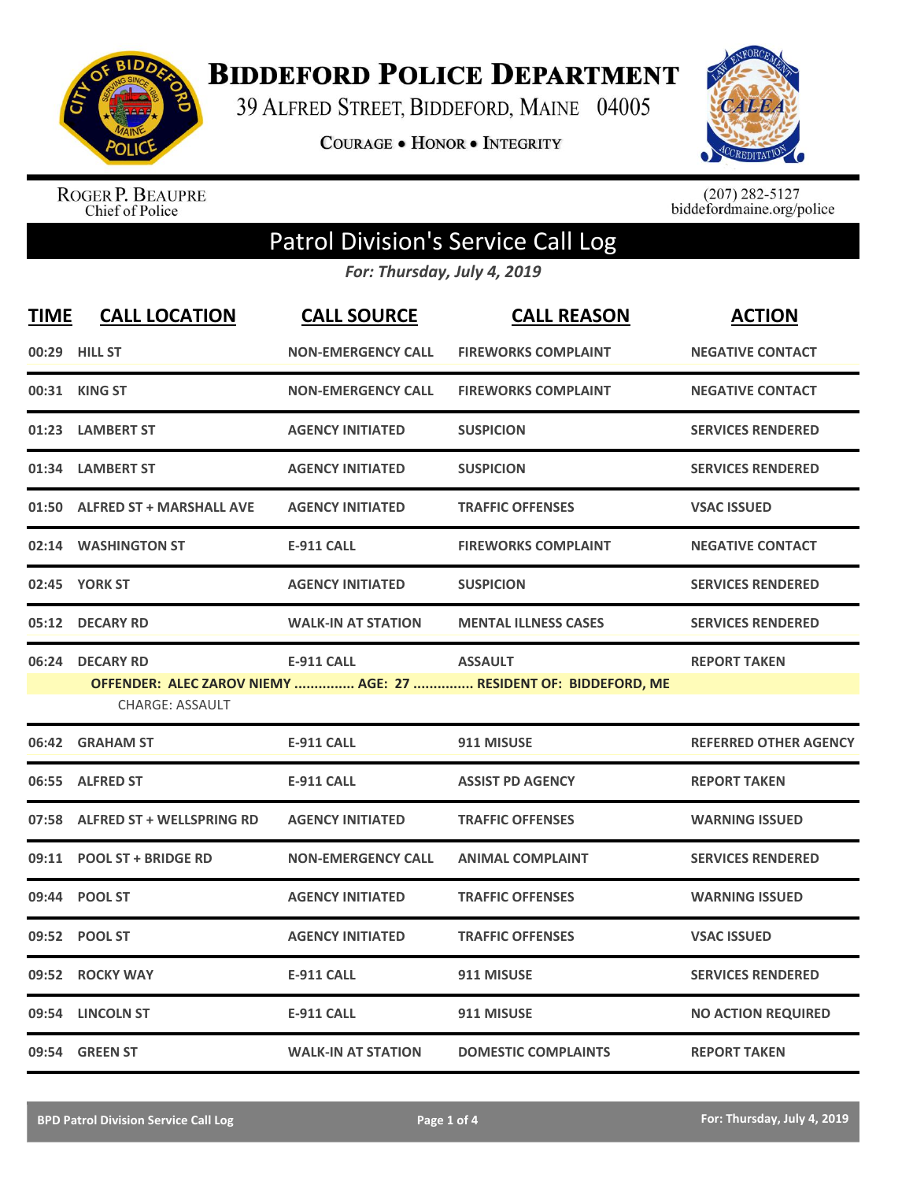# BIDDEFORD POLICE DEPARTMENT

39 ALFRED STREET, BIDDEFORD, MAINE 04005

COURAGE • HONOR • INTEGRITY

ROGER P. BEAUPRE
Chief of Police

(207) 282-5127
biddefordmaine.org/police

## Patrol Division's Service Call Log

*For: Thursday, July 4, 2019*

| TIME | CALL LOCATION | CALL SOURCE | CALL REASON | ACTION |
|---|---|---|---|---|
| 00:29 | HILL ST | NON-EMERGENCY CALL | FIREWORKS COMPLAINT | NEGATIVE CONTACT |
| 00:31 | KING ST | NON-EMERGENCY CALL | FIREWORKS COMPLAINT | NEGATIVE CONTACT |
| 01:23 | LAMBERT ST | AGENCY INITIATED | SUSPICION | SERVICES RENDERED |
| 01:34 | LAMBERT ST | AGENCY INITIATED | SUSPICION | SERVICES RENDERED |
| 01:50 | ALFRED ST + MARSHALL AVE | AGENCY INITIATED | TRAFFIC OFFENSES | VSAC ISSUED |
| 02:14 | WASHINGTON ST | E-911 CALL | FIREWORKS COMPLAINT | NEGATIVE CONTACT |
| 02:45 | YORK ST | AGENCY INITIATED | SUSPICION | SERVICES RENDERED |
| 05:12 | DECARY RD | WALK-IN AT STATION | MENTAL ILLNESS CASES | SERVICES RENDERED |
| 06:24 | DECARY RD | E-911 CALL | ASSAULT | REPORT TAKEN |
| | OFFENDER: ALEC ZAROV NIEMY ............... AGE: 27 ............... RESIDENT OF: BIDDEFORD, ME<br>CHARGE: ASSAULT | | | |
| 06:42 | GRAHAM ST | E-911 CALL | 911 MISUSE | REFERRED OTHER AGENCY |
| 06:55 | ALFRED ST | E-911 CALL | ASSIST PD AGENCY | REPORT TAKEN |
| 07:58 | ALFRED ST + WELLSPRING RD | AGENCY INITIATED | TRAFFIC OFFENSES | WARNING ISSUED |
| 09:11 | POOL ST + BRIDGE RD | NON-EMERGENCY CALL | ANIMAL COMPLAINT | SERVICES RENDERED |
| 09:44 | POOL ST | AGENCY INITIATED | TRAFFIC OFFENSES | WARNING ISSUED |
| 09:52 | POOL ST | AGENCY INITIATED | TRAFFIC OFFENSES | VSAC ISSUED |
| 09:52 | ROCKY WAY | E-911 CALL | 911 MISUSE | SERVICES RENDERED |
| 09:54 | LINCOLN ST | E-911 CALL | 911 MISUSE | NO ACTION REQUIRED |
| 09:54 | GREEN ST | WALK-IN AT STATION | DOMESTIC COMPLAINTS | REPORT TAKEN |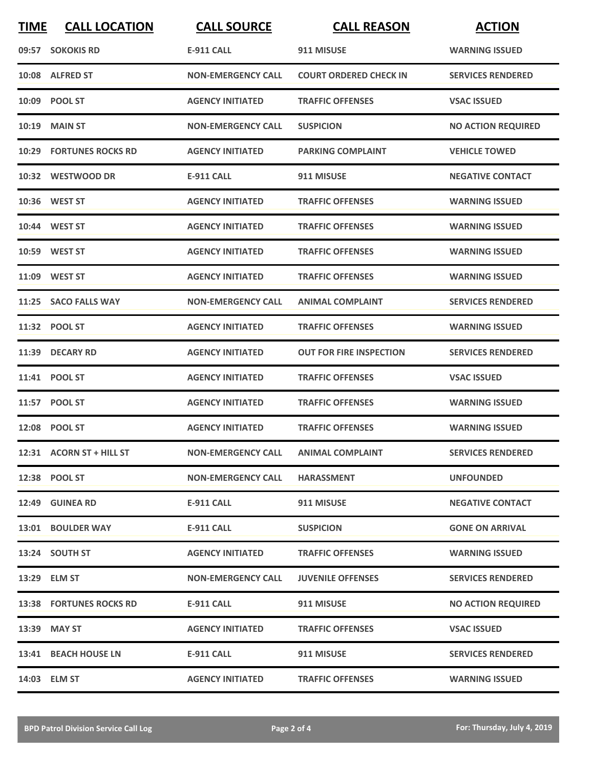| TIME | CALL LOCATION | CALL SOURCE | CALL REASON | ACTION |
|---|---|---|---|---|
| 09:57 | SOKOKIS RD | E-911 CALL | 911 MISUSE | WARNING ISSUED |
| 10:08 | ALFRED ST | NON-EMERGENCY CALL | COURT ORDERED CHECK IN | SERVICES RENDERED |
| 10:09 | POOL ST | AGENCY INITIATED | TRAFFIC OFFENSES | VSAC ISSUED |
| 10:19 | MAIN ST | NON-EMERGENCY CALL | SUSPICION | NO ACTION REQUIRED |
| 10:29 | FORTUNES ROCKS RD | AGENCY INITIATED | PARKING COMPLAINT | VEHICLE TOWED |
| 10:32 | WESTWOOD DR | E-911 CALL | 911 MISUSE | NEGATIVE CONTACT |
| 10:36 | WEST ST | AGENCY INITIATED | TRAFFIC OFFENSES | WARNING ISSUED |
| 10:44 | WEST ST | AGENCY INITIATED | TRAFFIC OFFENSES | WARNING ISSUED |
| 10:59 | WEST ST | AGENCY INITIATED | TRAFFIC OFFENSES | WARNING ISSUED |
| 11:09 | WEST ST | AGENCY INITIATED | TRAFFIC OFFENSES | WARNING ISSUED |
| 11:25 | SACO FALLS WAY | NON-EMERGENCY CALL | ANIMAL COMPLAINT | SERVICES RENDERED |
| 11:32 | POOL ST | AGENCY INITIATED | TRAFFIC OFFENSES | WARNING ISSUED |
| 11:39 | DECARY RD | AGENCY INITIATED | OUT FOR FIRE INSPECTION | SERVICES RENDERED |
| 11:41 | POOL ST | AGENCY INITIATED | TRAFFIC OFFENSES | VSAC ISSUED |
| 11:57 | POOL ST | AGENCY INITIATED | TRAFFIC OFFENSES | WARNING ISSUED |
| 12:08 | POOL ST | AGENCY INITIATED | TRAFFIC OFFENSES | WARNING ISSUED |
| 12:31 | ACORN ST + HILL ST | NON-EMERGENCY CALL | ANIMAL COMPLAINT | SERVICES RENDERED |
| 12:38 | POOL ST | NON-EMERGENCY CALL | HARASSMENT | UNFOUNDED |
| 12:49 | GUINEA RD | E-911 CALL | 911 MISUSE | NEGATIVE CONTACT |
| 13:01 | BOULDER WAY | E-911 CALL | SUSPICION | GONE ON ARRIVAL |
| 13:24 | SOUTH ST | AGENCY INITIATED | TRAFFIC OFFENSES | WARNING ISSUED |
| 13:29 | ELM ST | NON-EMERGENCY CALL | JUVENILE OFFENSES | SERVICES RENDERED |
| 13:38 | FORTUNES ROCKS RD | E-911 CALL | 911 MISUSE | NO ACTION REQUIRED |
| 13:39 | MAY ST | AGENCY INITIATED | TRAFFIC OFFENSES | VSAC ISSUED |
| 13:41 | BEACH HOUSE LN | E-911 CALL | 911 MISUSE | SERVICES RENDERED |
| 14:03 | ELM ST | AGENCY INITIATED | TRAFFIC OFFENSES | WARNING ISSUED |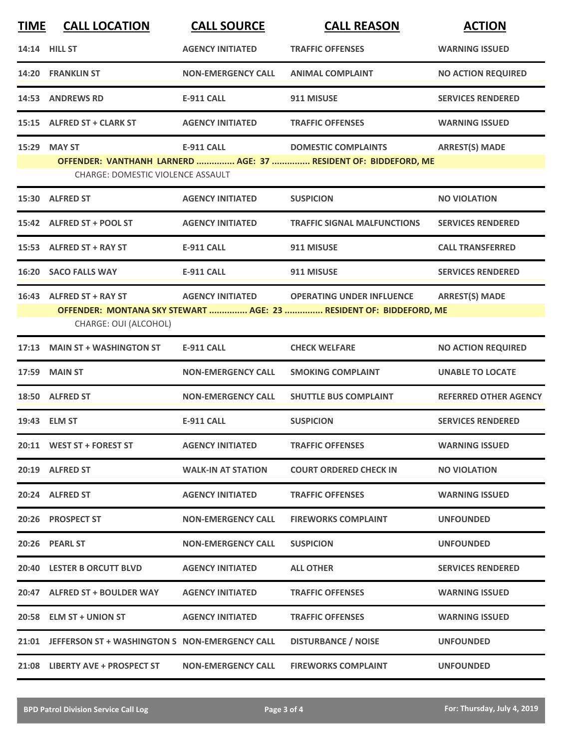| TIME | CALL LOCATION | CALL SOURCE | CALL REASON | ACTION |
|---|---|---|---|---|
| 14:14 | HILL ST | AGENCY INITIATED | TRAFFIC OFFENSES | WARNING ISSUED |
| 14:20 | FRANKLIN ST | NON-EMERGENCY CALL | ANIMAL COMPLAINT | NO ACTION REQUIRED |
| 14:53 | ANDREWS RD | E-911 CALL | 911 MISUSE | SERVICES RENDERED |
| 15:15 | ALFRED ST + CLARK ST | AGENCY INITIATED | TRAFFIC OFFENSES | WARNING ISSUED |
| 15:29 | MAY ST | E-911 CALL | DOMESTIC COMPLAINTS | ARREST(S) MADE |
| | OFFENDER: VANTHANH LARNERD ............... AGE: 37 ............... RESIDENT OF: BIDDEFORD, ME | | | |
| | CHARGE: DOMESTIC VIOLENCE ASSAULT | | | |
| 15:30 | ALFRED ST | AGENCY INITIATED | SUSPICION | NO VIOLATION |
| 15:42 | ALFRED ST + POOL ST | AGENCY INITIATED | TRAFFIC SIGNAL MALFUNCTIONS | SERVICES RENDERED |
| 15:53 | ALFRED ST + RAY ST | E-911 CALL | 911 MISUSE | CALL TRANSFERRED |
| 16:20 | SACO FALLS WAY | E-911 CALL | 911 MISUSE | SERVICES RENDERED |
| 16:43 | ALFRED ST + RAY ST | AGENCY INITIATED | OPERATING UNDER INFLUENCE | ARREST(S) MADE |
| | OFFENDER: MONTANA SKY STEWART ............... AGE: 23 ............... RESIDENT OF: BIDDEFORD, ME | | | |
| | CHARGE: OUI (ALCOHOL) | | | |
| 17:13 | MAIN ST + WASHINGTON ST | E-911 CALL | CHECK WELFARE | NO ACTION REQUIRED |
| 17:59 | MAIN ST | NON-EMERGENCY CALL | SMOKING COMPLAINT | UNABLE TO LOCATE |
| 18:50 | ALFRED ST | NON-EMERGENCY CALL | SHUTTLE BUS COMPLAINT | REFERRED OTHER AGENCY |
| 19:43 | ELM ST | E-911 CALL | SUSPICION | SERVICES RENDERED |
| 20:11 | WEST ST + FOREST ST | AGENCY INITIATED | TRAFFIC OFFENSES | WARNING ISSUED |
| 20:19 | ALFRED ST | WALK-IN AT STATION | COURT ORDERED CHECK IN | NO VIOLATION |
| 20:24 | ALFRED ST | AGENCY INITIATED | TRAFFIC OFFENSES | WARNING ISSUED |
| 20:26 | PROSPECT ST | NON-EMERGENCY CALL | FIREWORKS COMPLAINT | UNFOUNDED |
| 20:26 | PEARL ST | NON-EMERGENCY CALL | SUSPICION | UNFOUNDED |
| 20:40 | LESTER B ORCUTT BLVD | AGENCY INITIATED | ALL OTHER | SERVICES RENDERED |
| 20:47 | ALFRED ST + BOULDER WAY | AGENCY INITIATED | TRAFFIC OFFENSES | WARNING ISSUED |
| 20:58 | ELM ST + UNION ST | AGENCY INITIATED | TRAFFIC OFFENSES | WARNING ISSUED |
| 21:01 | JEFFERSON ST + WASHINGTON S | NON-EMERGENCY CALL | DISTURBANCE / NOISE | UNFOUNDED |
| 21:08 | LIBERTY AVE + PROSPECT ST | NON-EMERGENCY CALL | FIREWORKS COMPLAINT | UNFOUNDED |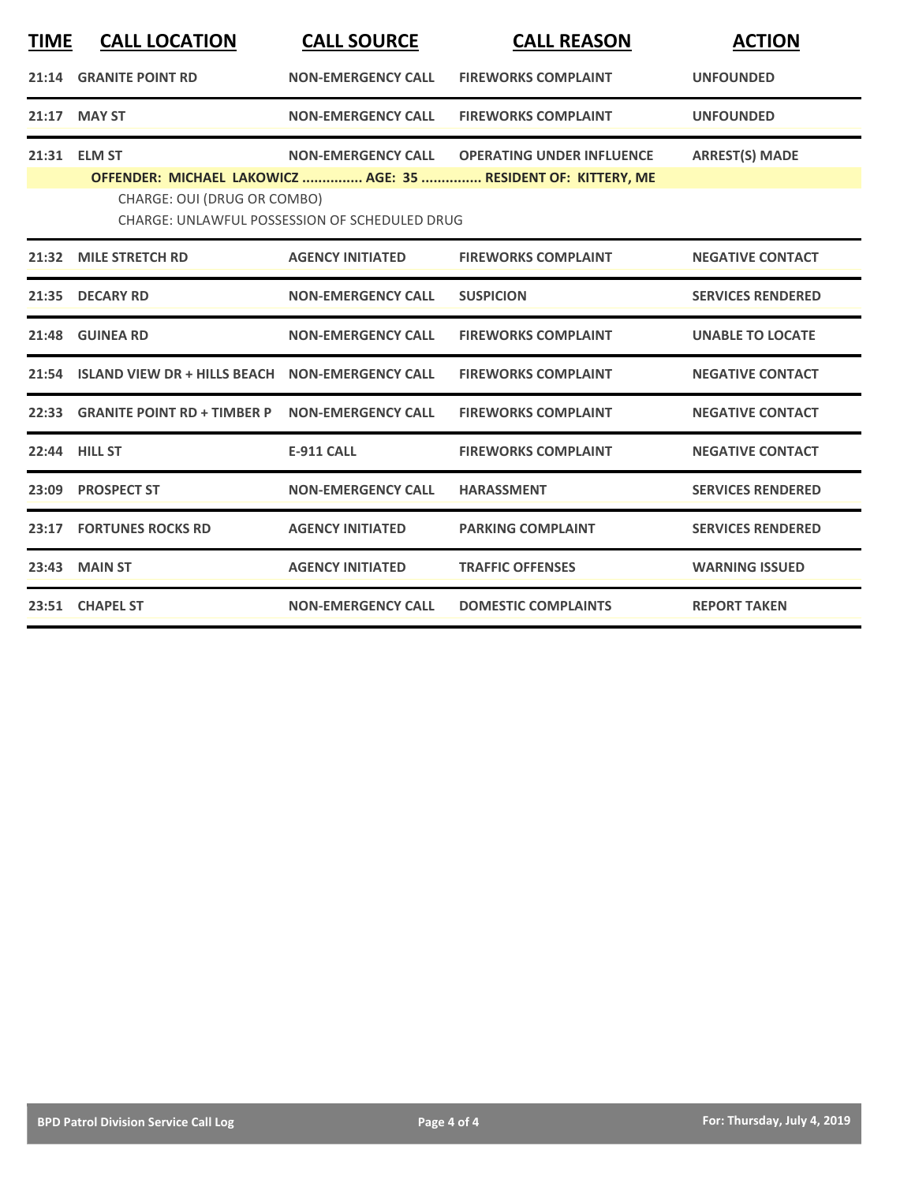| TIME | CALL LOCATION | CALL SOURCE | CALL REASON | ACTION |
|---|---|---|---|---|
| 21:14 | GRANITE POINT RD | NON-EMERGENCY CALL | FIREWORKS COMPLAINT | UNFOUNDED |
| 21:17 | MAY ST | NON-EMERGENCY CALL | FIREWORKS COMPLAINT | UNFOUNDED |
| 21:31 | ELM ST | NON-EMERGENCY CALL | OPERATING UNDER INFLUENCE | ARREST(S) MADE |
| | OFFENDER: MICHAEL LAKOWICZ ............... AGE: 35 ............... RESIDENT OF: KITTERY, ME<br>CHARGE: OUI (DRUG OR COMBO)<br>CHARGE: UNLAWFUL POSSESSION OF SCHEDULED DRUG | | | |
| 21:32 | MILE STRETCH RD | AGENCY INITIATED | FIREWORKS COMPLAINT | NEGATIVE CONTACT |
| 21:35 | DECARY RD | NON-EMERGENCY CALL | SUSPICION | SERVICES RENDERED |
| 21:48 | GUINEA RD | NON-EMERGENCY CALL | FIREWORKS COMPLAINT | UNABLE TO LOCATE |
| 21:54 | ISLAND VIEW DR + HILLS BEACH | NON-EMERGENCY CALL | FIREWORKS COMPLAINT | NEGATIVE CONTACT |
| 22:33 | GRANITE POINT RD + TIMBER P | NON-EMERGENCY CALL | FIREWORKS COMPLAINT | NEGATIVE CONTACT |
| 22:44 | HILL ST | E-911 CALL | FIREWORKS COMPLAINT | NEGATIVE CONTACT |
| 23:09 | PROSPECT ST | NON-EMERGENCY CALL | HARASSMENT | SERVICES RENDERED |
| 23:17 | FORTUNES ROCKS RD | AGENCY INITIATED | PARKING COMPLAINT | SERVICES RENDERED |
| 23:43 | MAIN ST | AGENCY INITIATED | TRAFFIC OFFENSES | WARNING ISSUED |
| 23:51 | CHAPEL ST | NON-EMERGENCY CALL | DOMESTIC COMPLAINTS | REPORT TAKEN |